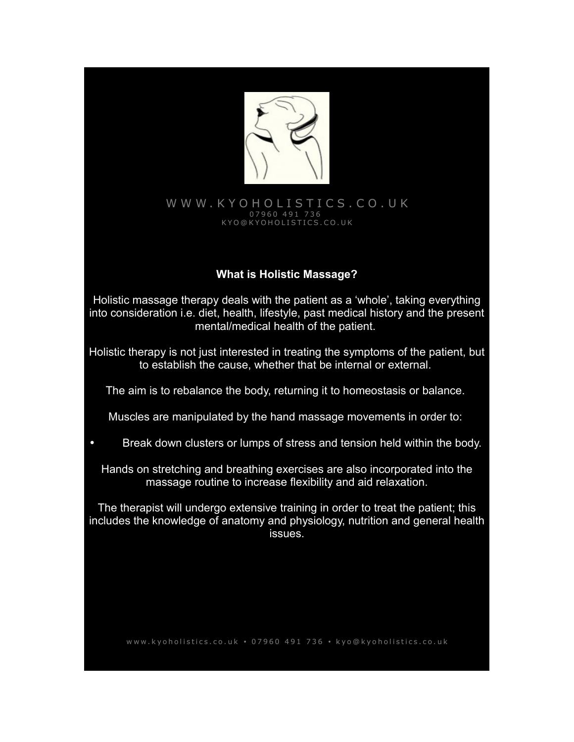WWW.KYOHOLISTICS.CO.UK
07960 491 736
KYO@KYOHOLISTICS.CO.UK

## What is Holistic Massage?

Holistic massage therapy deals with the patient as a 'whole', taking everything into consideration i.e. diet, health, lifestyle, past medical history and the present mental/medical health of the patient.

Holistic therapy is not just interested in treating the symptoms of the patient, but to establish the cause, whether that be internal or external.

The aim is to rebalance the body, returning it to homeostasis or balance.

Muscles are manipulated by the hand massage movements in order to:

- Break down clusters or lumps of stress and tension held within the body.

Hands on stretching and breathing exercises are also incorporated into the massage routine to increase flexibility and aid relaxation.

The therapist will undergo extensive training in order to treat the patient; this includes the knowledge of anatomy and physiology, nutrition and general health issues.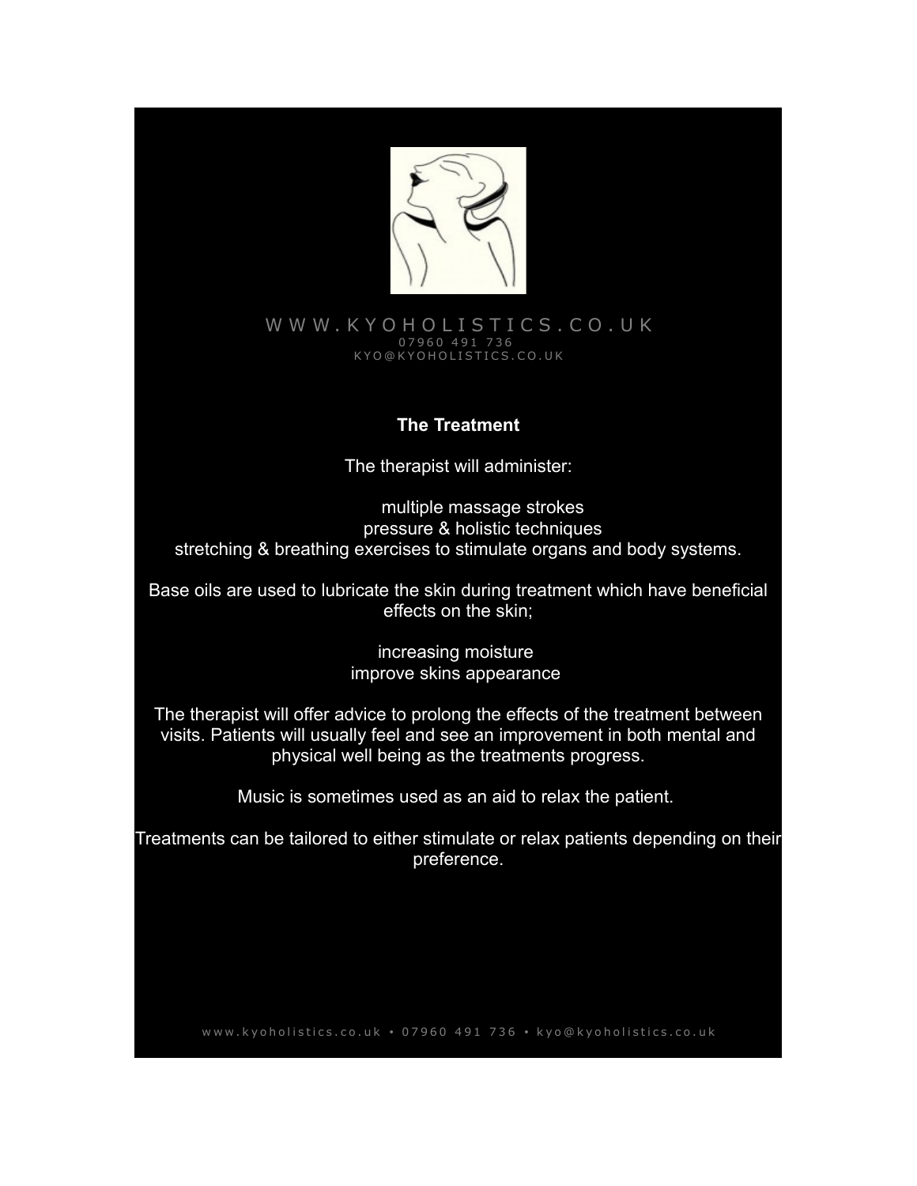W W W . K Y O H O L I S T I C S . C O . U K
0 7 9 6 0 4 9 1 7 3 6
K Y O @ K Y O H O L I S T I C S . C O . U K

**The Treatment**

The therapist will administer:

multiple massage strokes
pressure & holistic techniques
stretching & breathing exercises to stimulate organs and body systems.

Base oils are used to lubricate the skin during treatment which have beneficial effects on the skin;

increasing moisture
improve skins appearance

The therapist will offer advice to prolong the effects of the treatment between visits. Patients will usually feel and see an improvement in both mental and physical well being as the treatments progress.

Music is sometimes used as an aid to relax the patient.

Treatments can be tailored to either stimulate or relax patients depending on their preference.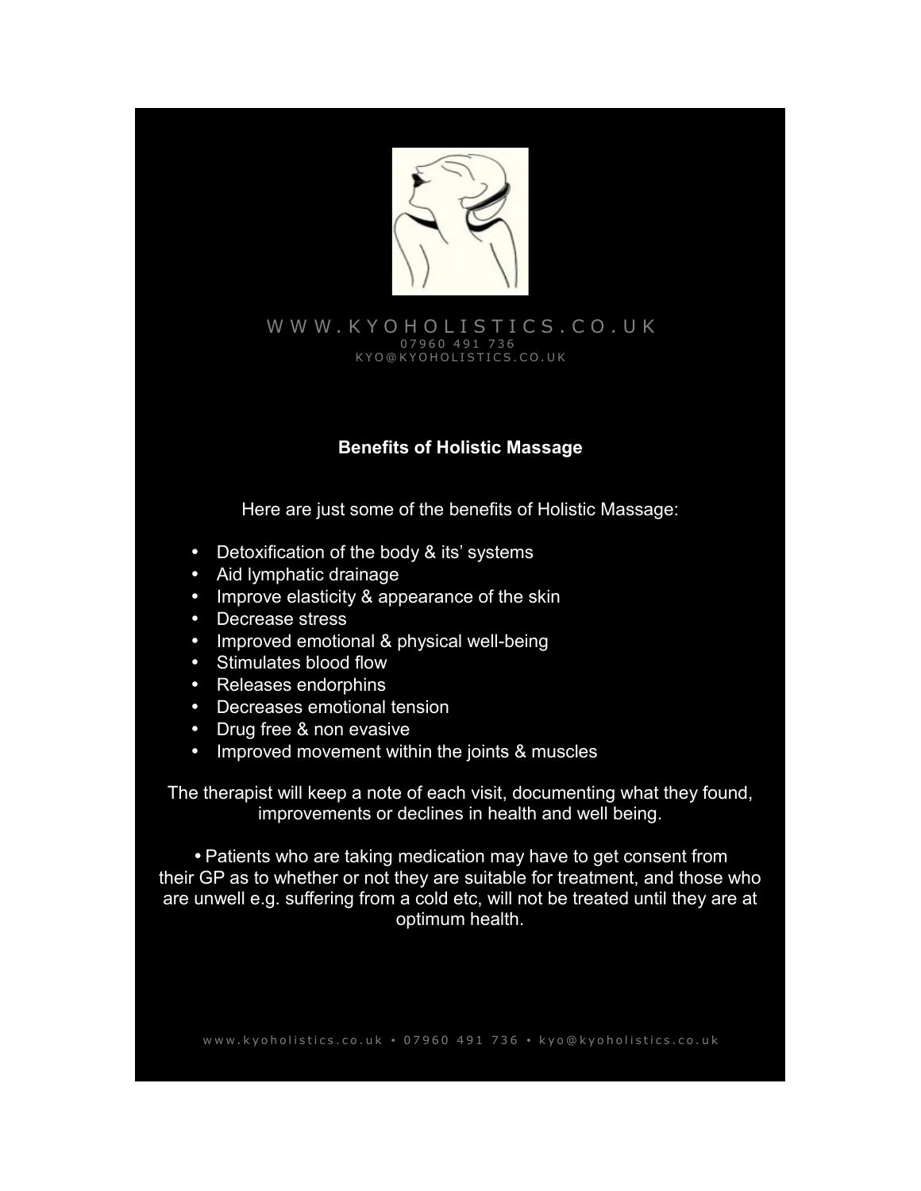W W W . K Y O H O L I S T I C S . C O . U K
0 7 9 6 0 4 9 1 7 3 6
K Y O @ K Y O H O L I S T I C S . C O . U K

## Benefits of Holistic Massage

Here are just some of the benefits of Holistic Massage:

- Detoxification of the body & its' systems
- Aid lymphatic drainage
- Improve elasticity & appearance of the skin
- Decrease stress
- Improved emotional & physical well-being
- Stimulates blood flow
- Releases endorphins
- Decreases emotional tension
- Drug free & non evasive
- Improved movement within the joints & muscles

The therapist will keep a note of each visit, documenting what they found, improvements or declines in health and well being.

• Patients who are taking medication may have to get consent from their GP as to whether or not they are suitable for treatment, and those who are unwell e.g. suffering from a cold etc, will not be treated until they are at optimum health.